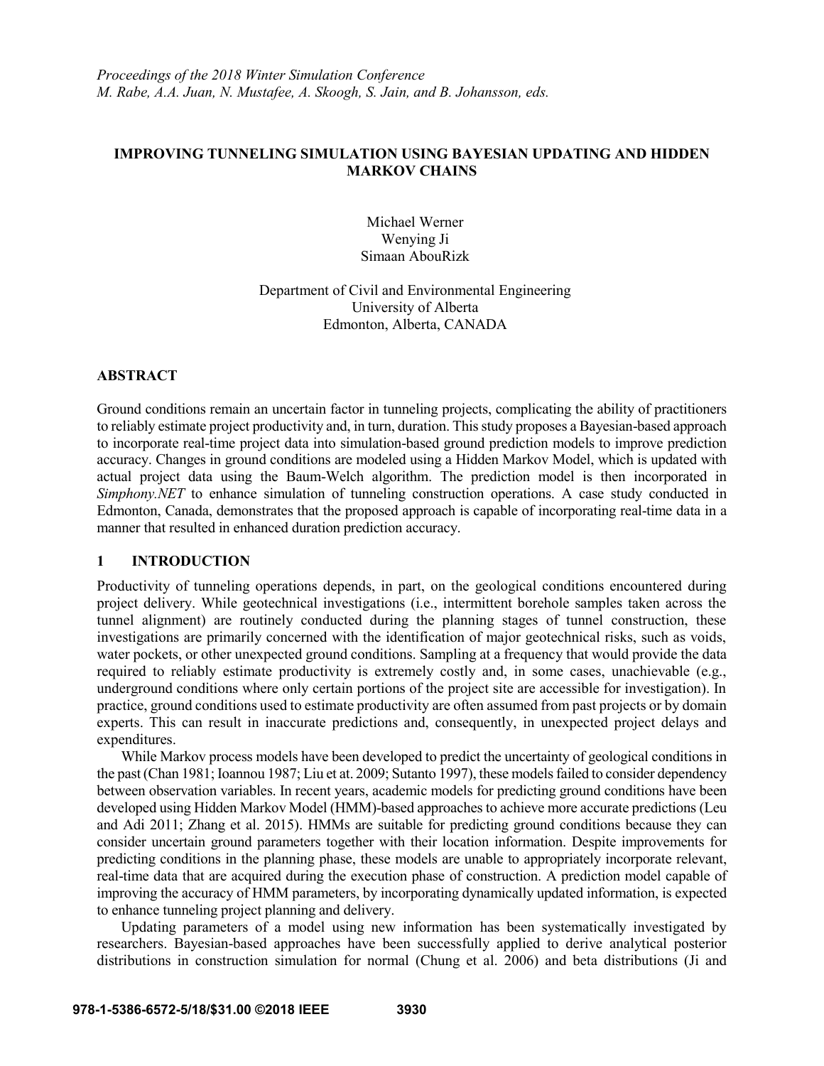*Proceedings of the 2018 Winter Simulation Conference*
*M. Rabe, A.A. Juan, N. Mustafee, A. Skoogh, S. Jain, and B. Johansson, eds.*

# IMPROVING TUNNELING SIMULATION USING BAYESIAN UPDATING AND HIDDEN MARKOV CHAINS

Michael Werner
Wenying Ji
Simaan AbouRizk

Department of Civil and Environmental Engineering
University of Alberta
Edmonton, Alberta, CANADA

## ABSTRACT

Ground conditions remain an uncertain factor in tunneling projects, complicating the ability of practitioners to reliably estimate project productivity and, in turn, duration. This study proposes a Bayesian-based approach to incorporate real-time project data into simulation-based ground prediction models to improve prediction accuracy. Changes in ground conditions are modeled using a Hidden Markov Model, which is updated with actual project data using the Baum-Welch algorithm. The prediction model is then incorporated in *Simphony.NET* to enhance simulation of tunneling construction operations. A case study conducted in Edmonton, Canada, demonstrates that the proposed approach is capable of incorporating real-time data in a manner that resulted in enhanced duration prediction accuracy.

## 1 INTRODUCTION

Productivity of tunneling operations depends, in part, on the geological conditions encountered during project delivery. While geotechnical investigations (i.e., intermittent borehole samples taken across the tunnel alignment) are routinely conducted during the planning stages of tunnel construction, these investigations are primarily concerned with the identification of major geotechnical risks, such as voids, water pockets, or other unexpected ground conditions. Sampling at a frequency that would provide the data required to reliably estimate productivity is extremely costly and, in some cases, unachievable (e.g., underground conditions where only certain portions of the project site are accessible for investigation). In practice, ground conditions used to estimate productivity are often assumed from past projects or by domain experts. This can result in inaccurate predictions and, consequently, in unexpected project delays and expenditures.

While Markov process models have been developed to predict the uncertainty of geological conditions in the past (Chan 1981; Ioannou 1987; Liu et at. 2009; Sutanto 1997), these models failed to consider dependency between observation variables. In recent years, academic models for predicting ground conditions have been developed using Hidden Markov Model (HMM)-based approaches to achieve more accurate predictions (Leu and Adi 2011; Zhang et al. 2015). HMMs are suitable for predicting ground conditions because they can consider uncertain ground parameters together with their location information. Despite improvements for predicting conditions in the planning phase, these models are unable to appropriately incorporate relevant, real-time data that are acquired during the execution phase of construction. A prediction model capable of improving the accuracy of HMM parameters, by incorporating dynamically updated information, is expected to enhance tunneling project planning and delivery.

Updating parameters of a model using new information has been systematically investigated by researchers. Bayesian-based approaches have been successfully applied to derive analytical posterior distributions in construction simulation for normal (Chung et al. 2006) and beta distributions (Ji and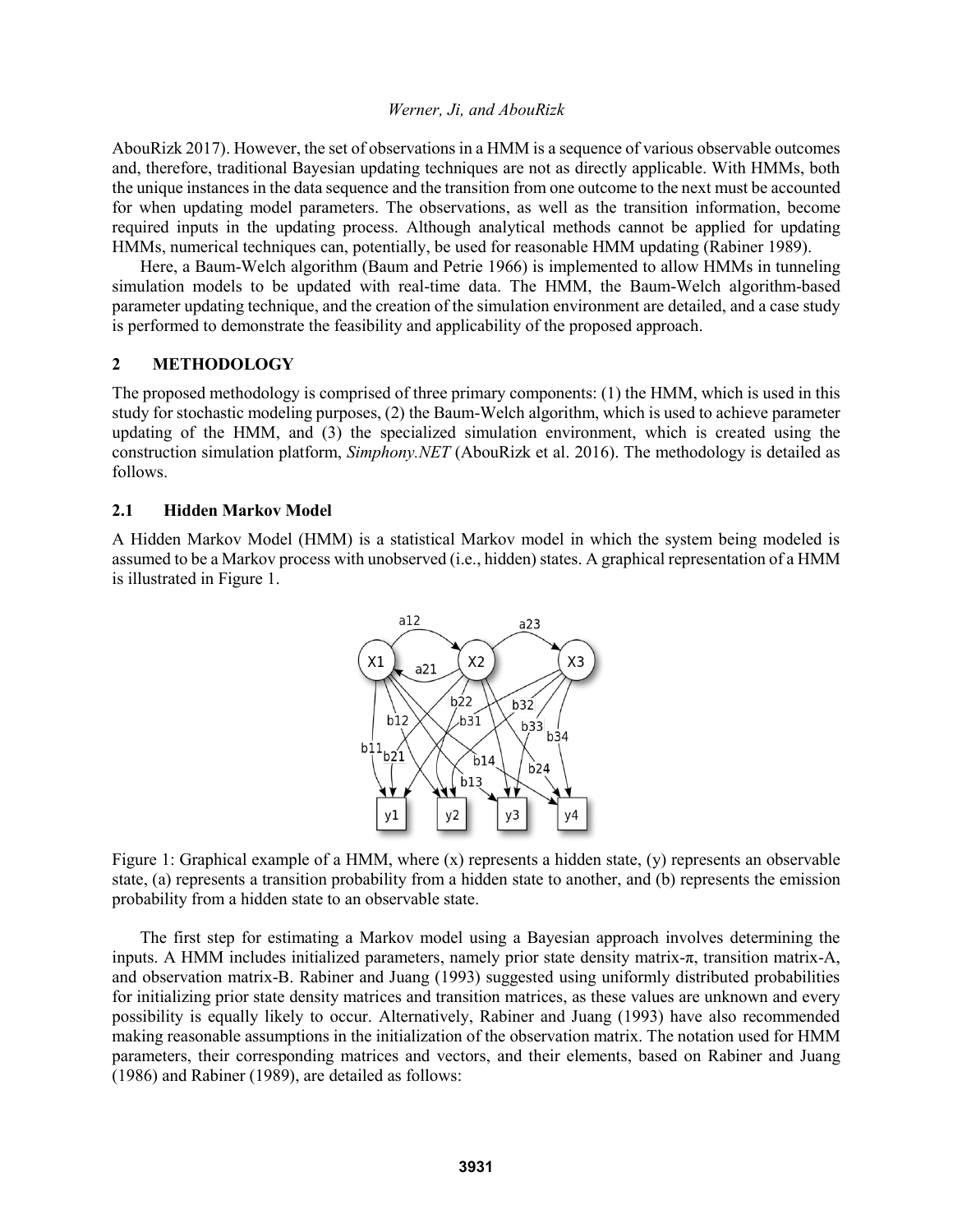AbouRizk 2017). However, the set of observations in a HMM is a sequence of various observable outcomes and, therefore, traditional Bayesian updating techniques are not as directly applicable. With HMMs, both the unique instances in the data sequence and the transition from one outcome to the next must be accounted for when updating model parameters. The observations, as well as the transition information, become required inputs in the updating process. Although analytical methods cannot be applied for updating HMMs, numerical techniques can, potentially, be used for reasonable HMM updating (Rabiner 1989).

Here, a Baum-Welch algorithm (Baum and Petrie 1966) is implemented to allow HMMs in tunneling simulation models to be updated with real-time data. The HMM, the Baum-Welch algorithm-based parameter updating technique, and the creation of the simulation environment are detailed, and a case study is performed to demonstrate the feasibility and applicability of the proposed approach.

## 2 METHODOLOGY

The proposed methodology is comprised of three primary components: (1) the HMM, which is used in this study for stochastic modeling purposes, (2) the Baum-Welch algorithm, which is used to achieve parameter updating of the HMM, and (3) the specialized simulation environment, which is created using the construction simulation platform, *Simphony.NET* (AbouRizk et al. 2016). The methodology is detailed as follows.

### 2.1 Hidden Markov Model

A Hidden Markov Model (HMM) is a statistical Markov model in which the system being modeled is assumed to be a Markov process with unobserved (i.e., hidden) states. A graphical representation of a HMM is illustrated in Figure 1.

Figure 1: Graphical example of a HMM, where (x) represents a hidden state, (y) represents an observable state, (a) represents a transition probability from a hidden state to another, and (b) represents the emission probability from a hidden state to an observable state.

The first step for estimating a Markov model using a Bayesian approach involves determining the inputs. A HMM includes initialized parameters, namely prior state density matrix-π, transition matrix-A, and observation matrix-B. Rabiner and Juang (1993) suggested using uniformly distributed probabilities for initializing prior state density matrices and transition matrices, as these values are unknown and every possibility is equally likely to occur. Alternatively, Rabiner and Juang (1993) have also recommended making reasonable assumptions in the initialization of the observation matrix. The notation used for HMM parameters, their corresponding matrices and vectors, and their elements, based on Rabiner and Juang (1986) and Rabiner (1989), are detailed as follows: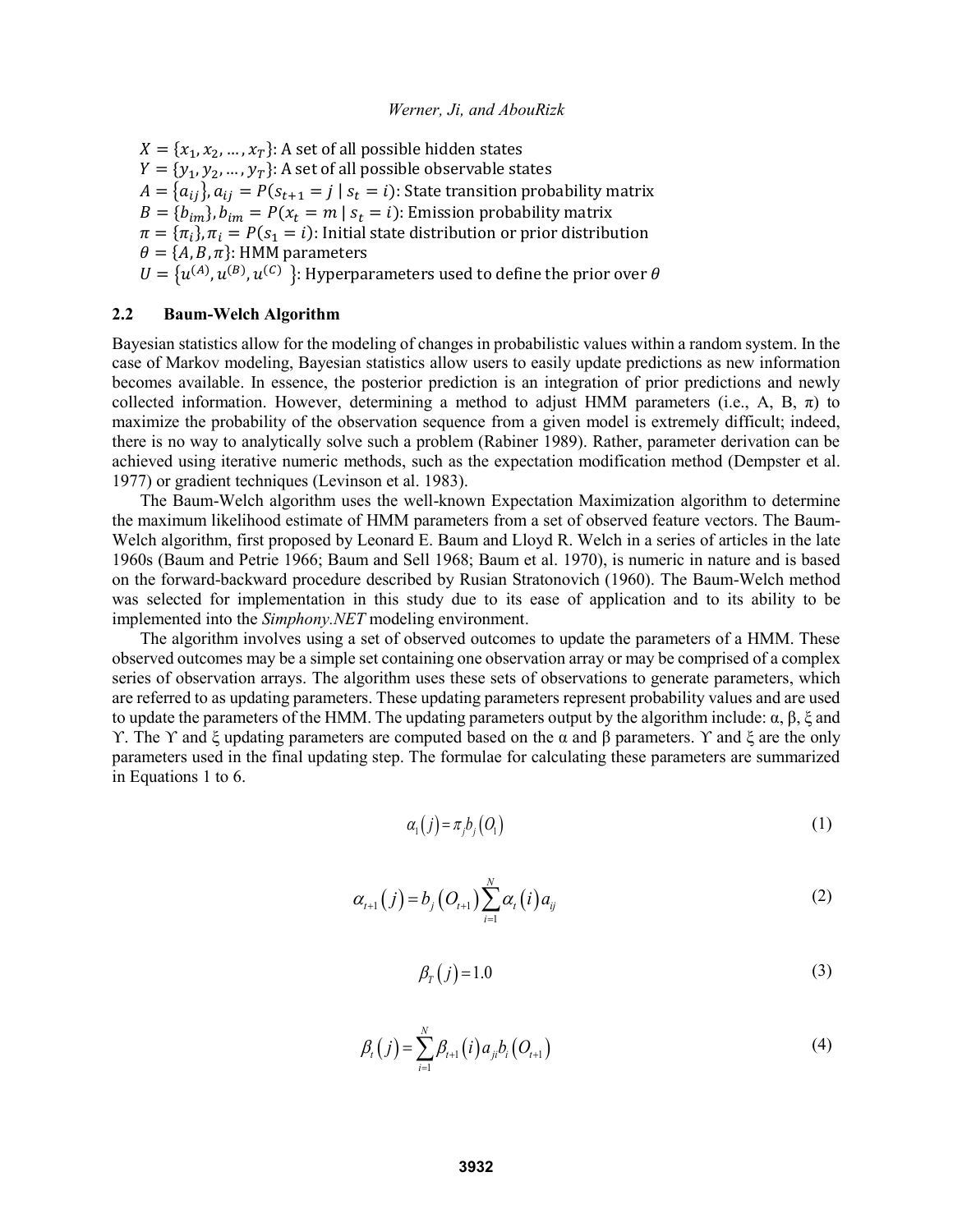$X = \{x_1, x_2, \dots, x_T\}$: A set of all possible hidden states  
$Y = \{y_1, y_2, \dots, y_T\}$: A set of all possible observable states  
$A = \{a_{ij}\}, a_{ij} = P(s_{t+1} = j \mid s_t = i)$: State transition probability matrix  
$B = \{b_{im}\}, b_{im} = P(x_t = m \mid s_t = i)$: Emission probability matrix  
$\pi = \{\pi_i\}, \pi_i = P(s_1 = i)$: Initial state distribution or prior distribution  
$\theta = \{A, B, \pi\}$: HMM parameters  
$U = \{u^{(A)}, u^{(B)}, u^{(C)}\}$: Hyperparameters used to define the prior over $\theta$

### 2.2 Baum-Welch Algorithm

Bayesian statistics allow for the modeling of changes in probabilistic values within a random system. In the case of Markov modeling, Bayesian statistics allow users to easily update predictions as new information becomes available. In essence, the posterior prediction is an integration of prior predictions and newly collected information. However, determining a method to adjust HMM parameters (i.e., A, B, π) to maximize the probability of the observation sequence from a given model is extremely difficult; indeed, there is no way to analytically solve such a problem (Rabiner 1989). Rather, parameter derivation can be achieved using iterative numeric methods, such as the expectation modification method (Dempster et al. 1977) or gradient techniques (Levinson et al. 1983).

The Baum-Welch algorithm uses the well-known Expectation Maximization algorithm to determine the maximum likelihood estimate of HMM parameters from a set of observed feature vectors. The Baum-Welch algorithm, first proposed by Leonard E. Baum and Lloyd R. Welch in a series of articles in the late 1960s (Baum and Petrie 1966; Baum and Sell 1968; Baum et al. 1970), is numeric in nature and is based on the forward-backward procedure described by Rusian Stratonovich (1960). The Baum-Welch method was selected for implementation in this study due to its ease of application and to its ability to be implemented into the *Simphony.NET* modeling environment.

The algorithm involves using a set of observed outcomes to update the parameters of a HMM. These observed outcomes may be a simple set containing one observation array or may be comprised of a complex series of observation arrays. The algorithm uses these sets of observations to generate parameters, which are referred to as updating parameters. These updating parameters represent probability values and are used to update the parameters of the HMM. The updating parameters output by the algorithm include: α, β, ξ and ϒ. The ϒ and ξ updating parameters are computed based on the α and β parameters. ϒ and ξ are the only parameters used in the final updating step. The formulae for calculating these parameters are summarized in Equations 1 to 6.

$$\alpha_1(j) = \pi_j b_j(O_1) \tag{1}$$

$$\alpha_{t+1}(j) = b_j(O_{t+1}) \sum_{i=1}^{N} \alpha_t(i) a_{ij} \tag{2}$$

$$\beta_T(j) = 1.0 \tag{3}$$

$$\beta_t(j) = \sum_{i=1}^{N} \beta_{t+1}(i) a_{ji} b_i(O_{t+1}) \tag{4}$$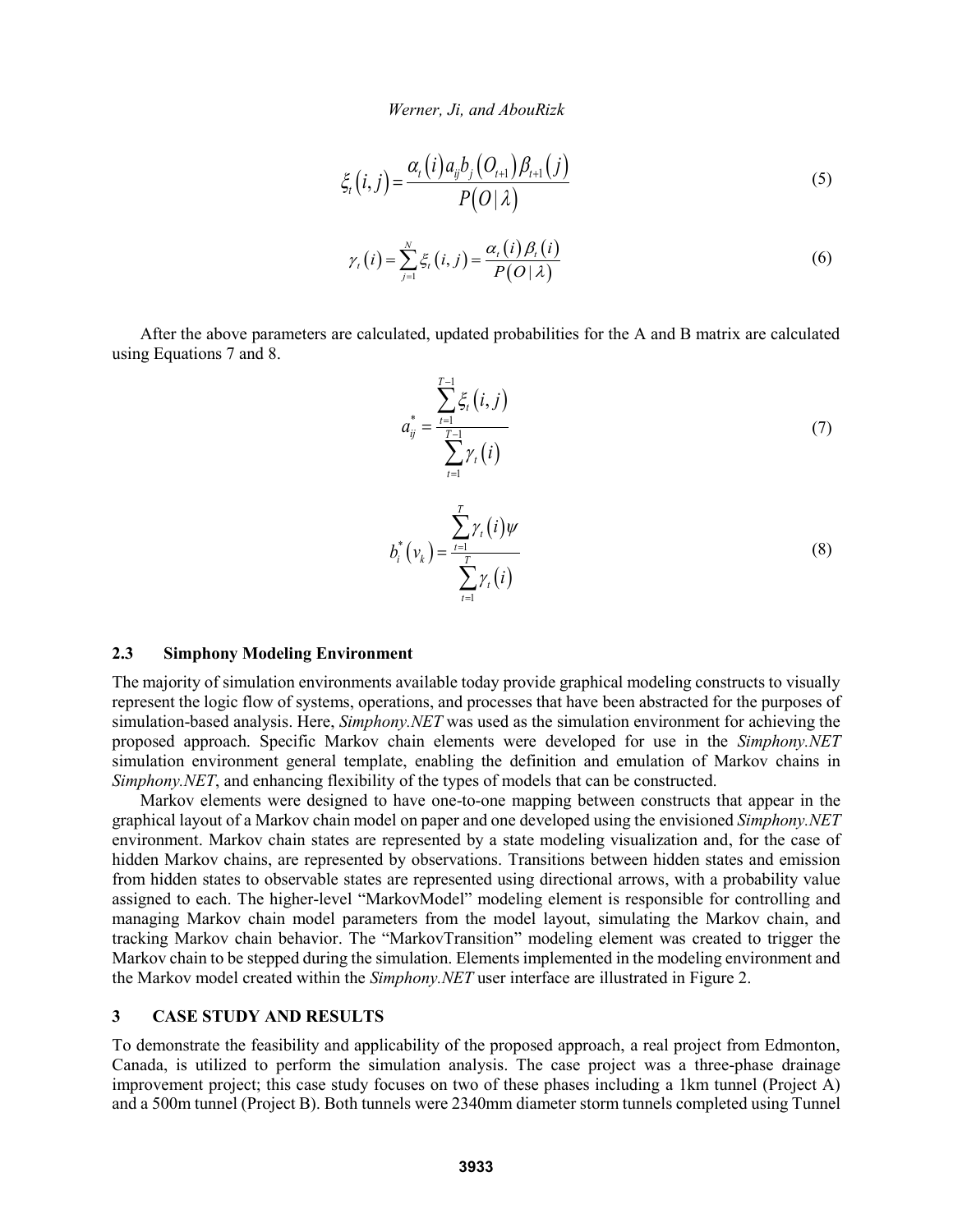$$\xi_t(i,j) = \frac{\alpha_t(i) a_{ij} b_j(O_{t+1}) \beta_{t+1}(j)}{P(O \mid \lambda)} \tag{5}$$

$$\gamma_t(i) = \sum_{j=1}^{N} \xi_t(i,j) = \frac{\alpha_t(i) \beta_t(i)}{P(O \mid \lambda)} \tag{6}$$

After the above parameters are calculated, updated probabilities for the A and B matrix are calculated using Equations 7 and 8.

$$a_{ij}^* = \frac{\sum_{t=1}^{T-1} \xi_t(i,j)}{\sum_{t=1}^{T-1} \gamma_t(i)} \tag{7}$$

$$b_i^*(v_k) = \frac{\sum_{t=1}^{T} \gamma_t(i) \psi}{\sum_{t=1}^{T} \gamma_t(i)} \tag{8}$$

### 2.3 Simphony Modeling Environment

The majority of simulation environments available today provide graphical modeling constructs to visually represent the logic flow of systems, operations, and processes that have been abstracted for the purposes of simulation-based analysis. Here, *Simphony.NET* was used as the simulation environment for achieving the proposed approach. Specific Markov chain elements were developed for use in the *Simphony.NET* simulation environment general template, enabling the definition and emulation of Markov chains in *Simphony.NET*, and enhancing flexibility of the types of models that can be constructed.

Markov elements were designed to have one-to-one mapping between constructs that appear in the graphical layout of a Markov chain model on paper and one developed using the envisioned *Simphony.NET* environment. Markov chain states are represented by a state modeling visualization and, for the case of hidden Markov chains, are represented by observations. Transitions between hidden states and emission from hidden states to observable states are represented using directional arrows, with a probability value assigned to each. The higher-level "MarkovModel" modeling element is responsible for controlling and managing Markov chain model parameters from the model layout, simulating the Markov chain, and tracking Markov chain behavior. The "MarkovTransition" modeling element was created to trigger the Markov chain to be stepped during the simulation. Elements implemented in the modeling environment and the Markov model created within the *Simphony.NET* user interface are illustrated in Figure 2.

## 3 CASE STUDY AND RESULTS

To demonstrate the feasibility and applicability of the proposed approach, a real project from Edmonton, Canada, is utilized to perform the simulation analysis. The case project was a three-phase drainage improvement project; this case study focuses on two of these phases including a 1km tunnel (Project A) and a 500m tunnel (Project B). Both tunnels were 2340mm diameter storm tunnels completed using Tunnel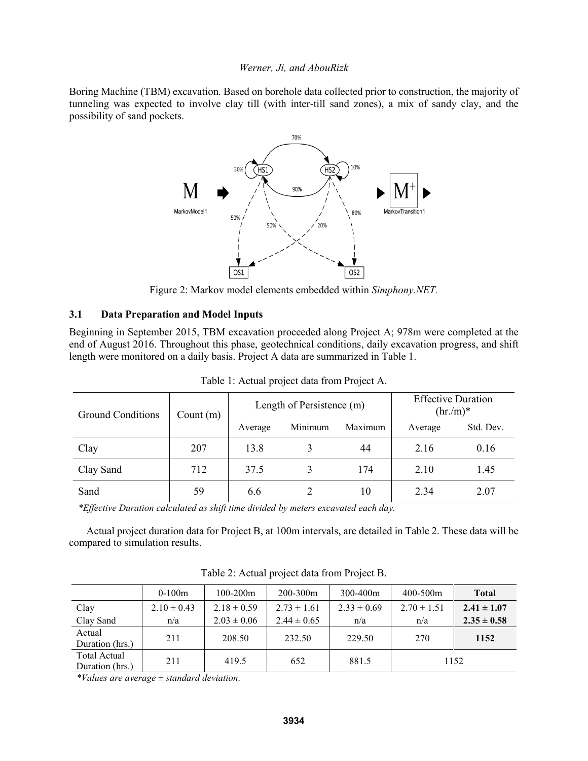Boring Machine (TBM) excavation. Based on borehole data collected prior to construction, the majority of tunneling was expected to involve clay till (with inter-till sand zones), a mix of sandy clay, and the possibility of sand pockets.

Figure 2: Markov model elements embedded within *Simphony.NET*.

### 3.1 Data Preparation and Model Inputs

Beginning in September 2015, TBM excavation proceeded along Project A; 978m were completed at the end of August 2016. Throughout this phase, geotechnical conditions, daily excavation progress, and shift length were monitored on a daily basis. Project A data are summarized in Table 1.

Table 1: Actual project data from Project A.

| Ground Conditions | Count (m) | Length of Persistence (m) | | | Effective Duration (hr./m)* | |
|---|---|---|---|---|---|---|
| | | Average | Minimum | Maximum | Average | Std. Dev. |
| Clay | 207 | 13.8 | 3 | 44 | 2.16 | 0.16 |
| Clay Sand | 712 | 37.5 | 3 | 174 | 2.10 | 1.45 |
| Sand | 59 | 6.6 | 2 | 10 | 2.34 | 2.07 |

*\*Effective Duration calculated as shift time divided by meters excavated each day.*

Actual project duration data for Project B, at 100m intervals, are detailed in Table 2. These data will be compared to simulation results.

Table 2: Actual project data from Project B.

| | 0-100m | 100-200m | 200-300m | 300-400m | 400-500m | **Total** |
|---|---|---|---|---|---|---|
| Clay | 2.10 ± 0.43 | 2.18 ± 0.59 | 2.73 ± 1.61 | 2.33 ± 0.69 | 2.70 ± 1.51 | **2.41 ± 1.07** |
| Clay Sand | n/a | 2.03 ± 0.06 | 2.44 ± 0.65 | n/a | n/a | **2.35 ± 0.58** |
| Actual Duration (hrs.) | 211 | 208.50 | 232.50 | 229.50 | 270 | **1152** |
| Total Actual Duration (hrs.) | 211 | 419.5 | 652 | 881.5 | 1152 | |

*\*Values are average ± standard deviation.*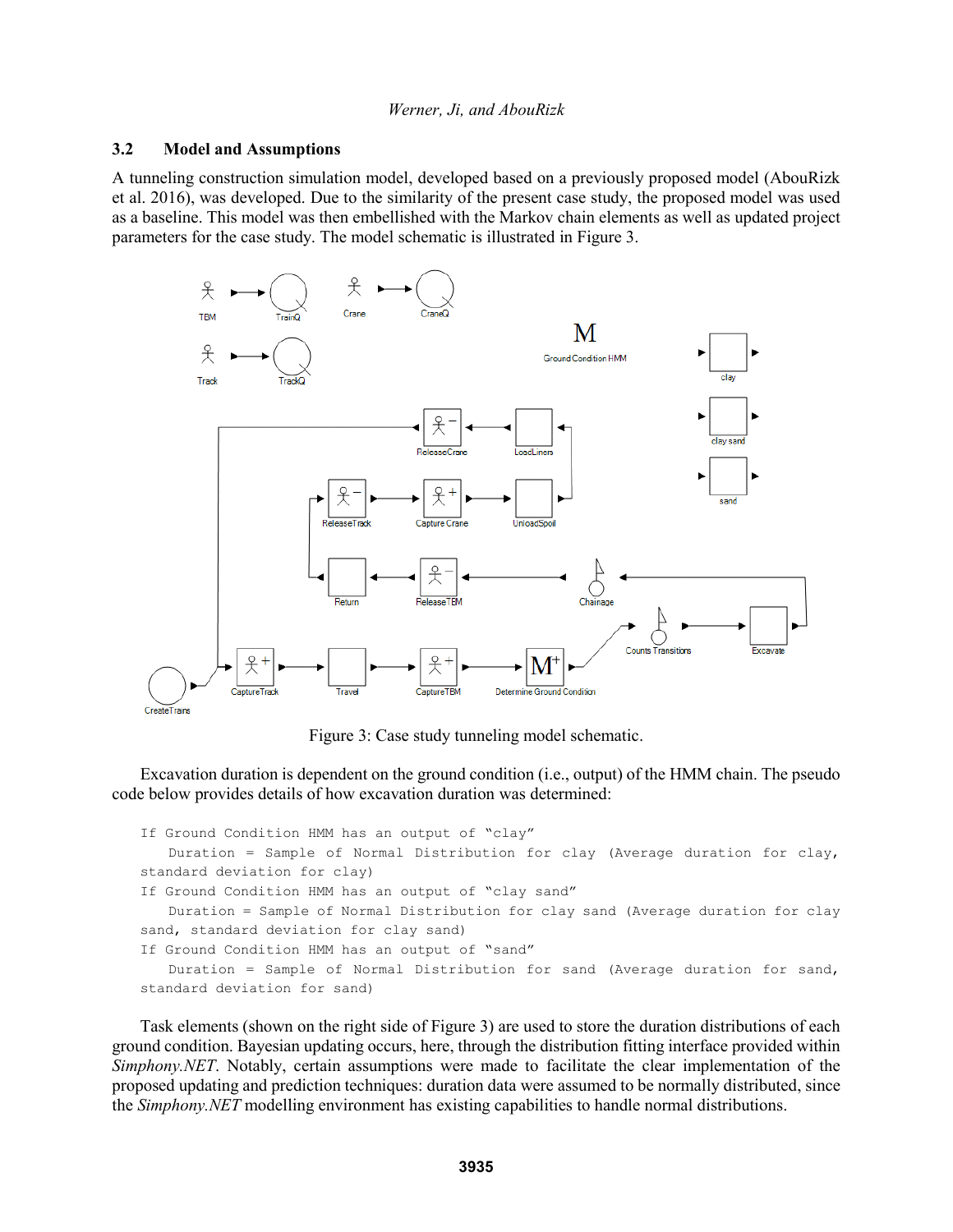### 3.2 Model and Assumptions

A tunneling construction simulation model, developed based on a previously proposed model (AbouRizk et al. 2016), was developed. Due to the similarity of the present case study, the proposed model was used as a baseline. This model was then embellished with the Markov chain elements as well as updated project parameters for the case study. The model schematic is illustrated in Figure 3.

Figure 3: Case study tunneling model schematic.

Excavation duration is dependent on the ground condition (i.e., output) of the HMM chain. The pseudo code below provides details of how excavation duration was determined:

```
If Ground Condition HMM has an output of "clay"
    Duration = Sample of Normal Distribution for clay (Average duration for clay,
standard deviation for clay)
If Ground Condition HMM has an output of "clay sand"
    Duration = Sample of Normal Distribution for clay sand (Average duration for clay
sand, standard deviation for clay sand)
If Ground Condition HMM has an output of "sand"
    Duration = Sample of Normal Distribution for sand (Average duration for sand,
standard deviation for sand)
```

Task elements (shown on the right side of Figure 3) are used to store the duration distributions of each ground condition. Bayesian updating occurs, here, through the distribution fitting interface provided within *Simphony.NET*. Notably, certain assumptions were made to facilitate the clear implementation of the proposed updating and prediction techniques: duration data were assumed to be normally distributed, since the *Simphony.NET* modelling environment has existing capabilities to handle normal distributions.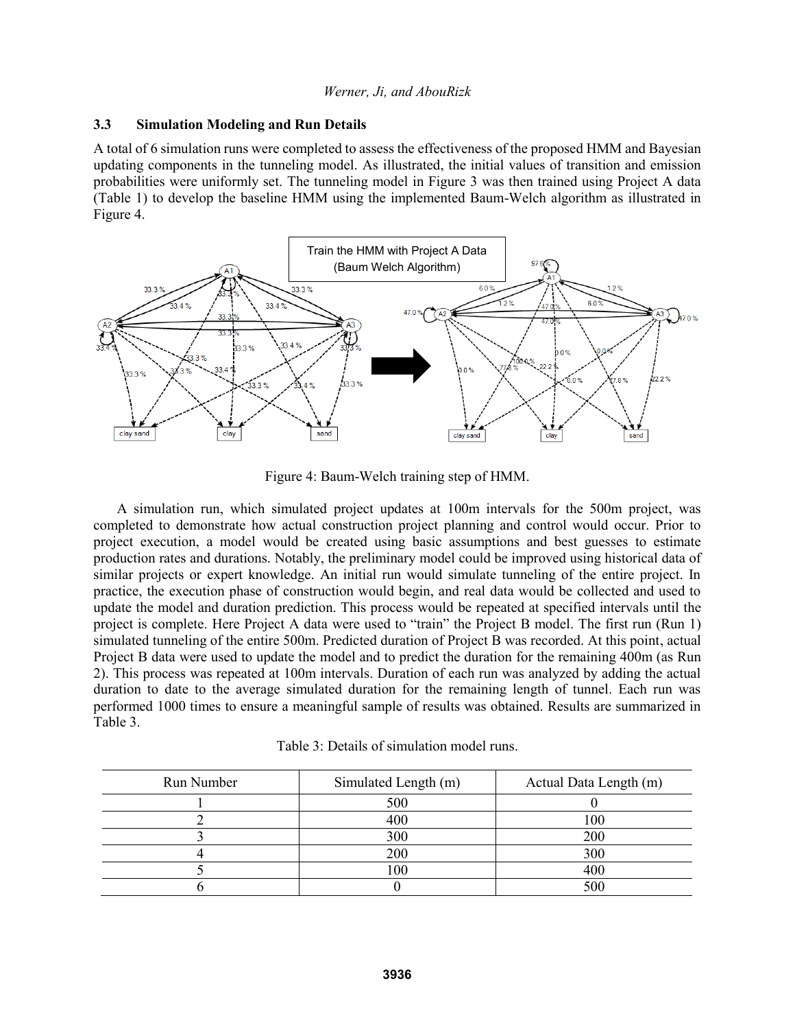### 3.3 Simulation Modeling and Run Details

A total of 6 simulation runs were completed to assess the effectiveness of the proposed HMM and Bayesian updating components in the tunneling model. As illustrated, the initial values of transition and emission probabilities were uniformly set. The tunneling model in Figure 3 was then trained using Project A data (Table 1) to develop the baseline HMM using the implemented Baum-Welch algorithm as illustrated in Figure 4.

Figure 4: Baum-Welch training step of HMM.

A simulation run, which simulated project updates at 100m intervals for the 500m project, was completed to demonstrate how actual construction project planning and control would occur. Prior to project execution, a model would be created using basic assumptions and best guesses to estimate production rates and durations. Notably, the preliminary model could be improved using historical data of similar projects or expert knowledge. An initial run would simulate tunneling of the entire project. In practice, the execution phase of construction would begin, and real data would be collected and used to update the model and duration prediction. This process would be repeated at specified intervals until the project is complete. Here Project A data were used to "train" the Project B model. The first run (Run 1) simulated tunneling of the entire 500m. Predicted duration of Project B was recorded. At this point, actual Project B data were used to update the model and to predict the duration for the remaining 400m (as Run 2). This process was repeated at 100m intervals. Duration of each run was analyzed by adding the actual duration to date to the average simulated duration for the remaining length of tunnel. Each run was performed 1000 times to ensure a meaningful sample of results was obtained. Results are summarized in Table 3.

Table 3: Details of simulation model runs.

| Run Number | Simulated Length (m) | Actual Data Length (m) |
|---|---|---|
| 1 | 500 | 0 |
| 2 | 400 | 100 |
| 3 | 300 | 200 |
| 4 | 200 | 300 |
| 5 | 100 | 400 |
| 6 | 0 | 500 |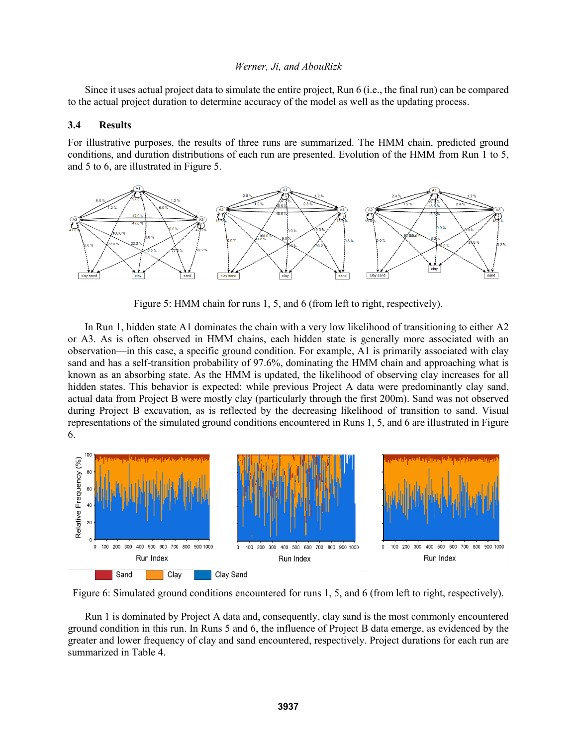Since it uses actual project data to simulate the entire project, Run 6 (i.e., the final run) can be compared to the actual project duration to determine accuracy of the model as well as the updating process.

### 3.4 Results

For illustrative purposes, the results of three runs are summarized. The HMM chain, predicted ground conditions, and duration distributions of each run are presented. Evolution of the HMM from Run 1 to 5, and 5 to 6, are illustrated in Figure 5.

Figure 5: HMM chain for runs 1, 5, and 6 (from left to right, respectively).

In Run 1, hidden state A1 dominates the chain with a very low likelihood of transitioning to either A2 or A3. As is often observed in HMM chains, each hidden state is generally more associated with an observation—in this case, a specific ground condition. For example, A1 is primarily associated with clay sand and has a self-transition probability of 97.6%, dominating the HMM chain and approaching what is known as an absorbing state. As the HMM is updated, the likelihood of observing clay increases for all hidden states. This behavior is expected: while previous Project A data were predominantly clay sand, actual data from Project B were mostly clay (particularly through the first 200m). Sand was not observed during Project B excavation, as is reflected by the decreasing likelihood of transition to sand. Visual representations of the simulated ground conditions encountered in Runs 1, 5, and 6 are illustrated in Figure 6.

Figure 6: Simulated ground conditions encountered for runs 1, 5, and 6 (from left to right, respectively).

Run 1 is dominated by Project A data and, consequently, clay sand is the most commonly encountered ground condition in this run. In Runs 5 and 6, the influence of Project B data emerge, as evidenced by the greater and lower frequency of clay and sand encountered, respectively. Project durations for each run are summarized in Table 4.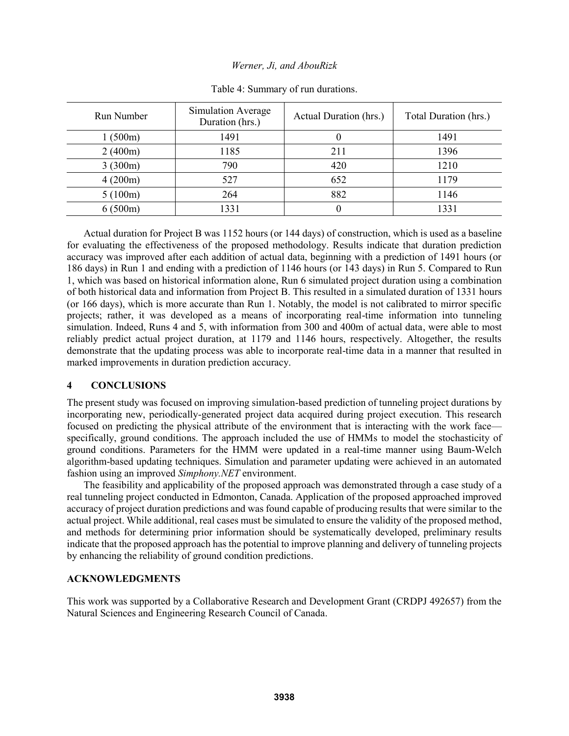Table 4: Summary of run durations.

| Run Number | Simulation Average Duration (hrs.) | Actual Duration (hrs.) | Total Duration (hrs.) |
|---|---|---|---|
| 1 (500m) | 1491 | 0 | 1491 |
| 2 (400m) | 1185 | 211 | 1396 |
| 3 (300m) | 790 | 420 | 1210 |
| 4 (200m) | 527 | 652 | 1179 |
| 5 (100m) | 264 | 882 | 1146 |
| 6 (500m) | 1331 | 0 | 1331 |

Actual duration for Project B was 1152 hours (or 144 days) of construction, which is used as a baseline for evaluating the effectiveness of the proposed methodology. Results indicate that duration prediction accuracy was improved after each addition of actual data, beginning with a prediction of 1491 hours (or 186 days) in Run 1 and ending with a prediction of 1146 hours (or 143 days) in Run 5. Compared to Run 1, which was based on historical information alone, Run 6 simulated project duration using a combination of both historical data and information from Project B. This resulted in a simulated duration of 1331 hours (or 166 days), which is more accurate than Run 1. Notably, the model is not calibrated to mirror specific projects; rather, it was developed as a means of incorporating real-time information into tunneling simulation. Indeed, Runs 4 and 5, with information from 300 and 400m of actual data, were able to most reliably predict actual project duration, at 1179 and 1146 hours, respectively. Altogether, the results demonstrate that the updating process was able to incorporate real-time data in a manner that resulted in marked improvements in duration prediction accuracy.

## 4 CONCLUSIONS

The present study was focused on improving simulation-based prediction of tunneling project durations by incorporating new, periodically-generated project data acquired during project execution. This research focused on predicting the physical attribute of the environment that is interacting with the work face—specifically, ground conditions. The approach included the use of HMMs to model the stochasticity of ground conditions. Parameters for the HMM were updated in a real-time manner using Baum-Welch algorithm-based updating techniques. Simulation and parameter updating were achieved in an automated fashion using an improved *Simphony.NET* environment.

The feasibility and applicability of the proposed approach was demonstrated through a case study of a real tunneling project conducted in Edmonton, Canada. Application of the proposed approached improved accuracy of project duration predictions and was found capable of producing results that were similar to the actual project. While additional, real cases must be simulated to ensure the validity of the proposed method, and methods for determining prior information should be systematically developed, preliminary results indicate that the proposed approach has the potential to improve planning and delivery of tunneling projects by enhancing the reliability of ground condition predictions.

## ACKNOWLEDGMENTS

This work was supported by a Collaborative Research and Development Grant (CRDPJ 492657) from the Natural Sciences and Engineering Research Council of Canada.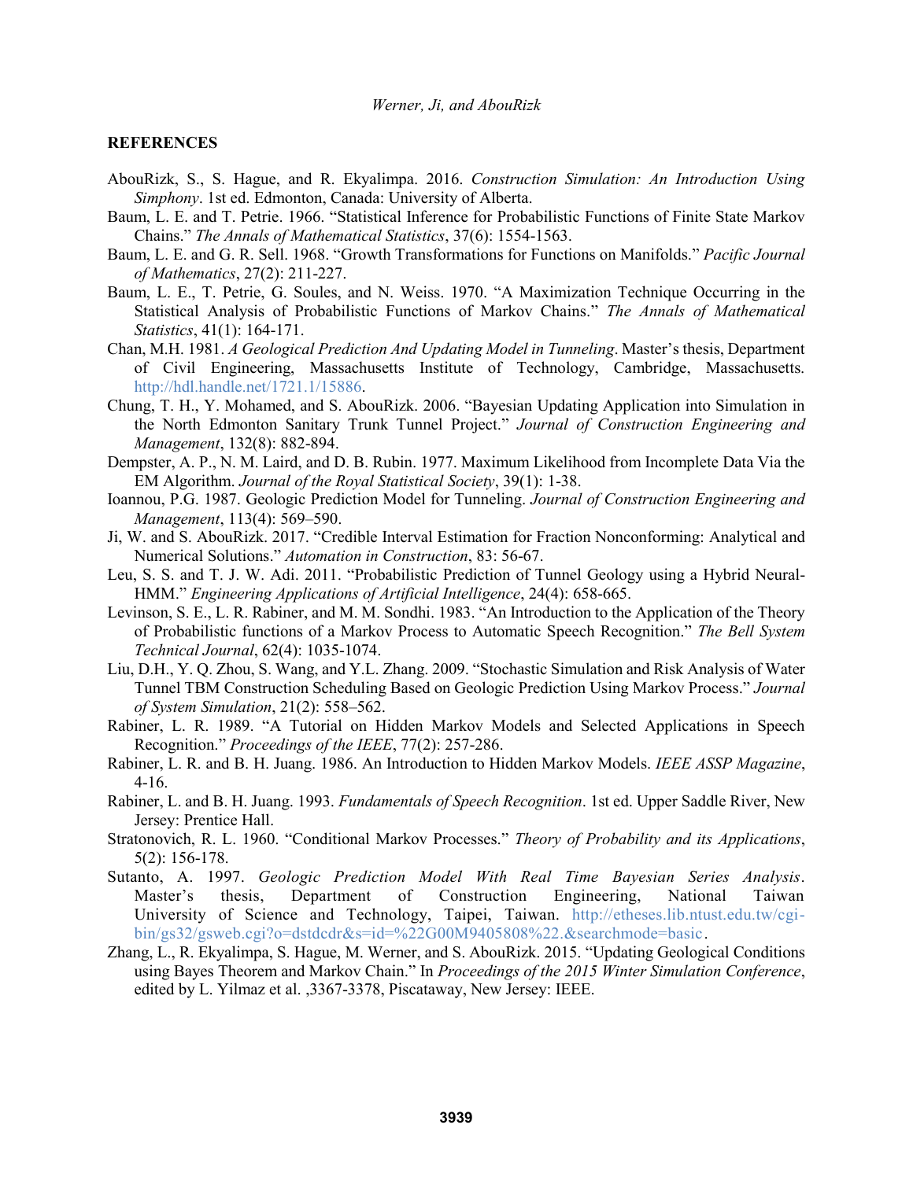## REFERENCES

AbouRizk, S., S. Hague, and R. Ekyalimpa. 2016. *Construction Simulation: An Introduction Using Simphony*. 1st ed. Edmonton, Canada: University of Alberta.

Baum, L. E. and T. Petrie. 1966. "Statistical Inference for Probabilistic Functions of Finite State Markov Chains." *The Annals of Mathematical Statistics*, 37(6): 1554-1563.

Baum, L. E. and G. R. Sell. 1968. "Growth Transformations for Functions on Manifolds." *Pacific Journal of Mathematics*, 27(2): 211-227.

Baum, L. E., T. Petrie, G. Soules, and N. Weiss. 1970. "A Maximization Technique Occurring in the Statistical Analysis of Probabilistic Functions of Markov Chains." *The Annals of Mathematical Statistics*, 41(1): 164-171.

Chan, M.H. 1981. *A Geological Prediction And Updating Model in Tunneling*. Master's thesis, Department of Civil Engineering, Massachusetts Institute of Technology, Cambridge, Massachusetts. http://hdl.handle.net/1721.1/15886.

Chung, T. H., Y. Mohamed, and S. AbouRizk. 2006. "Bayesian Updating Application into Simulation in the North Edmonton Sanitary Trunk Tunnel Project." *Journal of Construction Engineering and Management*, 132(8): 882-894.

Dempster, A. P., N. M. Laird, and D. B. Rubin. 1977. Maximum Likelihood from Incomplete Data Via the EM Algorithm. *Journal of the Royal Statistical Society*, 39(1): 1-38.

Ioannou, P.G. 1987. Geologic Prediction Model for Tunneling. *Journal of Construction Engineering and Management*, 113(4): 569–590.

Ji, W. and S. AbouRizk. 2017. "Credible Interval Estimation for Fraction Nonconforming: Analytical and Numerical Solutions." *Automation in Construction*, 83: 56-67.

Leu, S. S. and T. J. W. Adi. 2011. "Probabilistic Prediction of Tunnel Geology using a Hybrid Neural-HMM." *Engineering Applications of Artificial Intelligence*, 24(4): 658-665.

Levinson, S. E., L. R. Rabiner, and M. M. Sondhi. 1983. "An Introduction to the Application of the Theory of Probabilistic functions of a Markov Process to Automatic Speech Recognition." *The Bell System Technical Journal*, 62(4): 1035-1074.

Liu, D.H., Y. Q. Zhou, S. Wang, and Y.L. Zhang. 2009. "Stochastic Simulation and Risk Analysis of Water Tunnel TBM Construction Scheduling Based on Geologic Prediction Using Markov Process." *Journal of System Simulation*, 21(2): 558–562.

Rabiner, L. R. 1989. "A Tutorial on Hidden Markov Models and Selected Applications in Speech Recognition." *Proceedings of the IEEE*, 77(2): 257-286.

Rabiner, L. R. and B. H. Juang. 1986. An Introduction to Hidden Markov Models. *IEEE ASSP Magazine*, 4-16.

Rabiner, L. and B. H. Juang. 1993. *Fundamentals of Speech Recognition*. 1st ed. Upper Saddle River, New Jersey: Prentice Hall.

Stratonovich, R. L. 1960. "Conditional Markov Processes." *Theory of Probability and its Applications*, 5(2): 156-178.

Sutanto, A. 1997. *Geologic Prediction Model With Real Time Bayesian Series Analysis*. Master's thesis, Department of Construction Engineering, National Taiwan University of Science and Technology, Taipei, Taiwan. http://etheses.lib.ntust.edu.tw/cgi-bin/gs32/gsweb.cgi?o=dstdcdr&s=id=%22G00M9405808%22.&searchmode=basic.

Zhang, L., R. Ekyalimpa, S. Hague, M. Werner, and S. AbouRizk. 2015. "Updating Geological Conditions using Bayes Theorem and Markov Chain." In *Proceedings of the 2015 Winter Simulation Conference*, edited by L. Yilmaz et al. ,3367-3378, Piscataway, New Jersey: IEEE.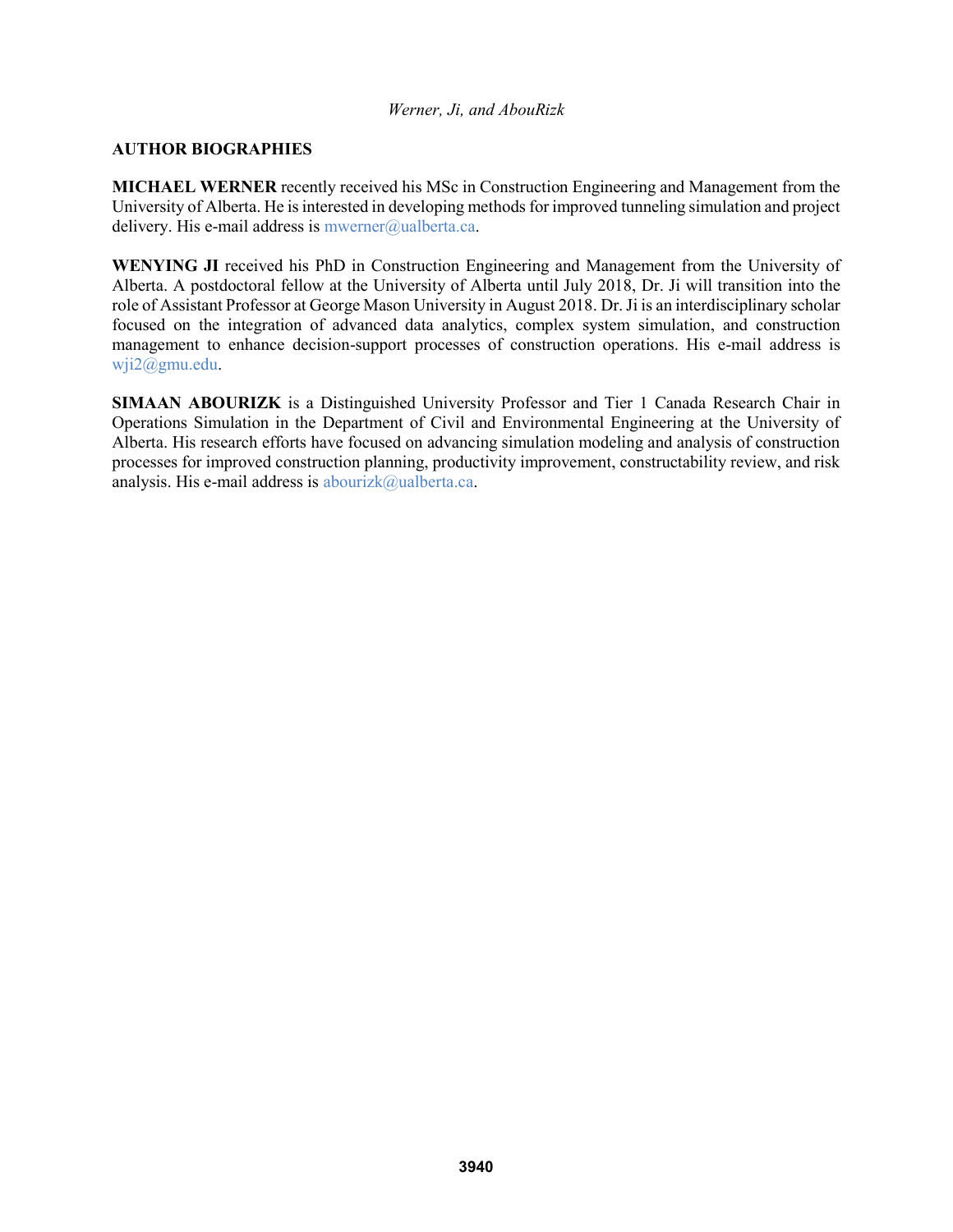## AUTHOR BIOGRAPHIES

**MICHAEL WERNER** recently received his MSc in Construction Engineering and Management from the University of Alberta. He is interested in developing methods for improved tunneling simulation and project delivery. His e-mail address is mwerner@ualberta.ca.

**WENYING JI** received his PhD in Construction Engineering and Management from the University of Alberta. A postdoctoral fellow at the University of Alberta until July 2018, Dr. Ji will transition into the role of Assistant Professor at George Mason University in August 2018. Dr. Ji is an interdisciplinary scholar focused on the integration of advanced data analytics, complex system simulation, and construction management to enhance decision-support processes of construction operations. His e-mail address is wji2@gmu.edu.

**SIMAAN ABOURIZK** is a Distinguished University Professor and Tier 1 Canada Research Chair in Operations Simulation in the Department of Civil and Environmental Engineering at the University of Alberta. His research efforts have focused on advancing simulation modeling and analysis of construction processes for improved construction planning, productivity improvement, constructability review, and risk analysis. His e-mail address is abourizk@ualberta.ca.